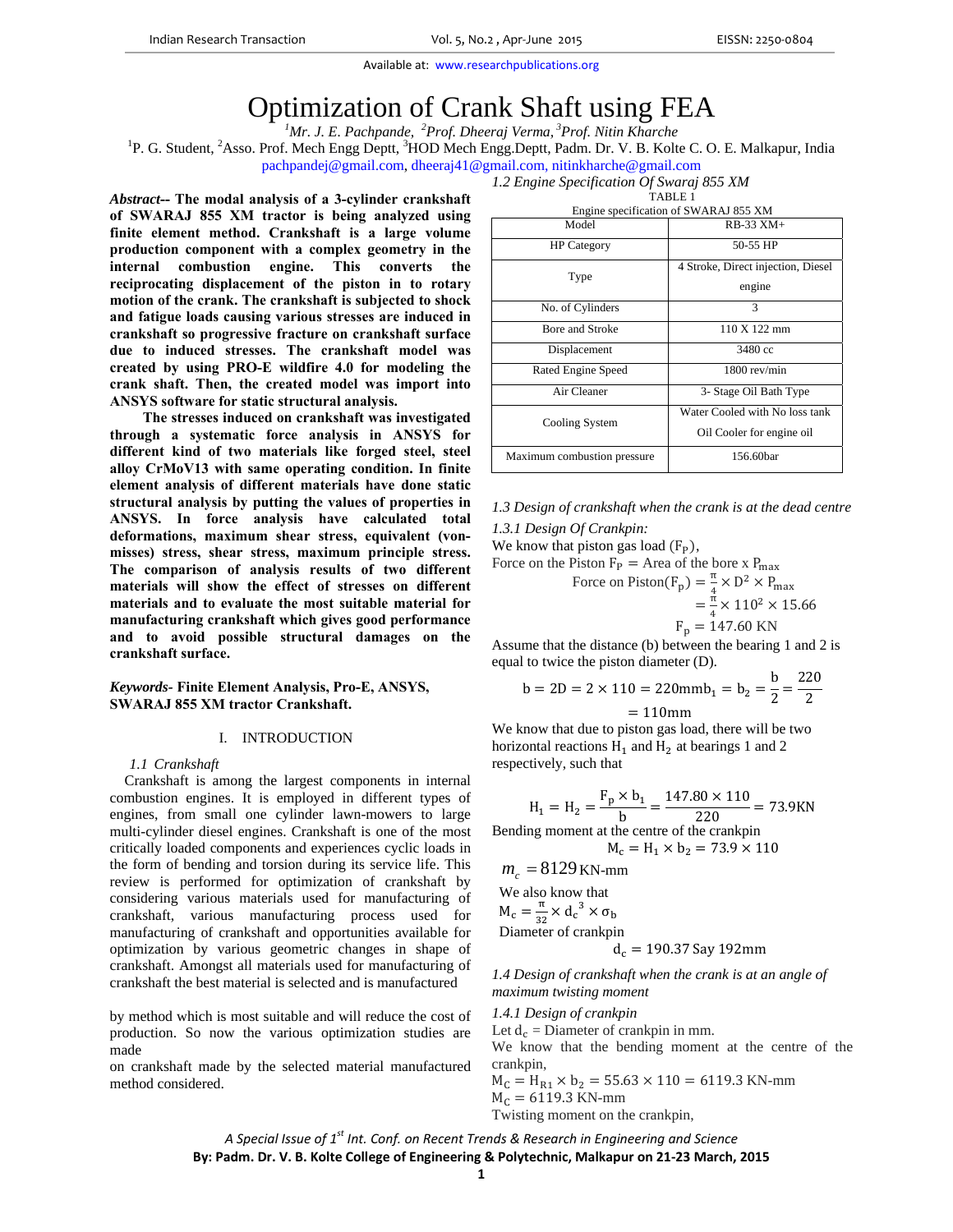// Optimization of Crank Shaft using FEA

# Optimization of Crank Shaft using FEA

[1]Mr. J. E. Pachpande, [2]Prof. Dheeraj Verma, [3]Prof. Nitin Kharche

[1]P. G. Student, [2]Asso. Prof. Mech Engg Deptt, [3]HOD Mech Engg.Deptt, Padm. Dr. V. B. Kolte C. O. E. Malkapur, India

pachpandej@gmail.com, dheeraj41@gmail.com, nitinkharche@gmail.com

***Abstract--* The modal analysis of a 3-cylinder crankshaft of SWARAJ 855 XM tractor is being analyzed using finite element method. Crankshaft is a large volume production component with a complex geometry in the internal combustion engine. This converts the reciprocating displacement of the piston in to rotary motion of the crank. The crankshaft is subjected to shock and fatigue loads causing various stresses are induced in crankshaft so progressive fracture on crankshaft surface due to induced stresses. The crankshaft model was created by using PRO-E wildfire 4.0 for modeling the crank shaft. Then, the created model was import into ANSYS software for static structural analysis.**

**The stresses induced on crankshaft was investigated through a systematic force analysis in ANSYS for different kind of two materials like forged steel, steel alloy CrMoV13 with same operating condition. In finite element analysis of different materials have done static structural analysis by putting the values of properties in ANSYS. In force analysis have calculated total deformations, maximum shear stress, equivalent (von-misses) stress, shear stress, maximum principle stress. The comparison of analysis results of two different materials will show the effect of stresses on different materials and to evaluate the most suitable material for manufacturing crankshaft which gives good performance and to avoid possible structural damages on the crankshaft surface.**

***Keywords-* Finite Element Analysis, Pro-E, ANSYS, SWARAJ 855 XM tractor Crankshaft.**

## I. INTRODUCTION

### *1.1 Crankshaft*

Crankshaft is among the largest components in internal combustion engines. It is employed in different types of engines, from small one cylinder lawn-mowers to large multi-cylinder diesel engines. Crankshaft is one of the most critically loaded components and experiences cyclic loads in the form of bending and torsion during its service life. This review is performed for optimization of crankshaft by considering various materials used for manufacturing of crankshaft, various manufacturing process used for manufacturing of crankshaft and opportunities available for optimization by various geometric changes in shape of crankshaft. Amongst all materials used for manufacturing of crankshaft the best material is selected and is manufactured

by method which is most suitable and will reduce the cost of production. So now the various optimization studies are made

on crankshaft made by the selected material manufactured method considered.

### *1.2 Engine Specification Of Swaraj 855 XM*

TABLE 1

Engine specification of SWARAJ 855 XM

| Model | RB-33 XM+ |
|---|---|
| HP Category | 50-55 HP |
| Type | 4 Stroke, Direct injection, Diesel engine |
| No. of Cylinders | 3 |
| Bore and Stroke | 110 X 122 mm |
| Displacement | 3480 cc |
| Rated Engine Speed | 1800 rev/min |
| Air Cleaner | 3- Stage Oil Bath Type |
| Cooling System | Water Cooled with No loss tank Oil Cooler for engine oil |
| Maximum combustion pressure | 156.60bar |

### *1.3 Design of crankshaft when the crank is at the dead centre*

#### *1.3.1 Design Of Crankpin:*

We know that piston gas load ($F_P$),

Force on the Piston $F_P$ = Area of the bore x $P_{max}$

$$\text{Force on Piston}(F_p) = \frac{\pi}{4} \times D^2 \times P_{max}$$

$$= \frac{\pi}{4} \times 110^2 \times 15.66$$

$$F_p = 147.60 \text{ KN}$$

Assume that the distance (b) between the bearing 1 and 2 is equal to twice the piston diameter (D).

$$b = 2D = 2 \times 110 = 220\text{mm} \quad b_1 = b_2 = \frac{b}{2} = \frac{220}{2}$$

$$= 110\text{mm}$$

We know that due to piston gas load, there will be two horizontal reactions $H_1$ and $H_2$ at bearings 1 and 2 respectively, such that

$$H_1 = H_2 = \frac{F_p \times b_1}{b} = \frac{147.80 \times 110}{220} = 73.9\text{KN}$$

Bending moment at the centre of the crankpin

$$M_c = H_1 \times b_2 = 73.9 \times 110$$

$$m_c = 8129 \text{ KN-mm}$$

We also know that

$$M_c = \frac{\pi}{32} \times {d_c}^3 \times \sigma_b$$

Diameter of crankpin

$$d_c = 190.37 \text{ Say } 192\text{mm}$$

### *1.4 Design of crankshaft when the crank is at an angle of maximum twisting moment*

#### *1.4.1 Design of crankpin*

Let $d_c$ = Diameter of crankpin in mm.

We know that the bending moment at the centre of the crankpin,

$M_C = H_{R1} \times b_2 = 55.63 \times 110 = 6119.3$ KN-mm

$M_C = 6119.3$ KN-mm

Twisting moment on the crankpin,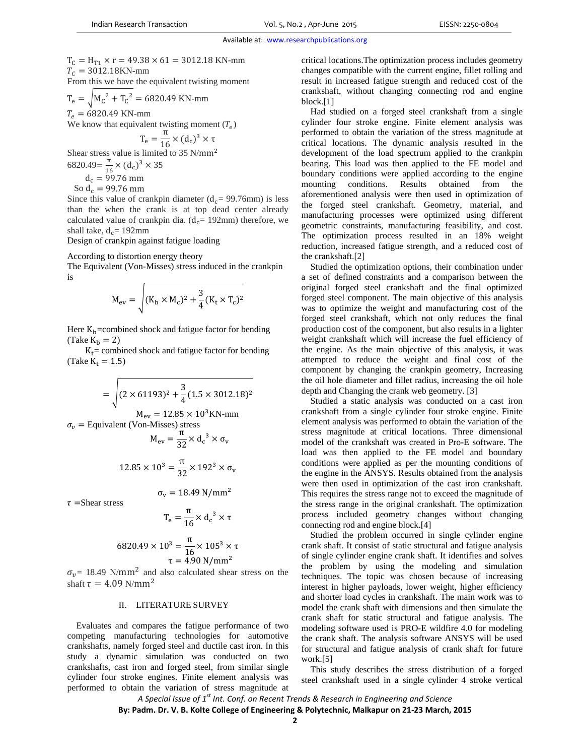$T_C = H_{T1} \times r = 49.38 \times 61 = 3012.18$ KN-mm

$T_C = 3012.18$KN-mm

From this we have the equivalent twisting moment

$$T_e = \sqrt{{M_C}^2 + {T_C}^2} = 6820.49 \text{ KN-mm}$$

$T_e = 6820.49$ KN-mm

We know that equivalent twisting moment ($T_e$)

$$T_e = \frac{\pi}{16} \times (d_c)^3 \times \tau$$

Shear stress value is limited to 35 N/mm$^2$

$6820.49 = \frac{\pi}{16} \times (d_c)^3 \times 35$

$d_c = 99.76$ mm

So $d_c = 99.76$ mm

Since this value of crankpin diameter ($d_c$= 99.76mm) is less than the when the crank is at top dead center already calculated value of crankpin dia. ($d_c$= 192mm) therefore, we shall take, $d_c$= 192mm

Design of crankpin against fatigue loading

According to distortion energy theory

The Equivalent (Von-Misses) stress induced in the crankpin is

$$M_{ev} = \sqrt{(K_b \times M_c)^2 + \frac{3}{4}(K_t \times T_c)^2}$$

Here $K_b$=combined shock and fatigue factor for bending (Take $K_b = 2$)

$K_t$= combined shock and fatigue factor for bending (Take $K_t = 1.5$)

$$= \sqrt{(2 \times 61193)^2 + \frac{3}{4}(1.5 \times 3012.18)^2}$$

$$M_{ev} = 12.85 \times 10^3 \text{KN-mm}$$

$\sigma_v$ = Equivalent (Von-Misses) stress

$$M_{ev} = \frac{\pi}{32} \times {d_c}^3 \times \sigma_v$$

$$12.85 \times 10^3 = \frac{\pi}{32} \times 192^3 \times \sigma_v$$

$$\sigma_v = 18.49 \text{ N/mm}^2$$

$\tau$ =Shear stress

$$T_e = \frac{\pi}{16} \times {d_c}^3 \times \tau$$

$$6820.49 \times 10^3 = \frac{\pi}{16} \times 105^3 \times \tau$$

$$\tau = 4.90 \text{ N/mm}^2$$

$\sigma_v$= 18.49 N/mm$^2$ and also calculated shear stress on the shaft $\tau = 4.09$ N/mm$^2$

## II. LITERATURE SURVEY

Evaluates and compares the fatigue performance of two competing manufacturing technologies for automotive crankshafts, namely forged steel and ductile cast iron. In this study a dynamic simulation was conducted on two crankshafts, cast iron and forged steel, from similar single cylinder four stroke engines. Finite element analysis was performed to obtain the variation of stress magnitude at critical locations.The optimization process includes geometry changes compatible with the current engine, fillet rolling and result in increased fatigue strength and reduced cost of the crankshaft, without changing connecting rod and engine block.[1]

Had studied on a forged steel crankshaft from a single cylinder four stroke engine. Finite element analysis was performed to obtain the variation of the stress magnitude at critical locations. The dynamic analysis resulted in the development of the load spectrum applied to the crankpin bearing. This load was then applied to the FE model and boundary conditions were applied according to the engine mounting conditions. Results obtained from the aforementioned analysis were then used in optimization of the forged steel crankshaft. Geometry, material, and manufacturing processes were optimized using different geometric constraints, manufacturing feasibility, and cost. The optimization process resulted in an 18% weight reduction, increased fatigue strength, and a reduced cost of the crankshaft.[2]

Studied the optimization options, their combination under a set of defined constraints and a comparison between the original forged steel crankshaft and the final optimized forged steel component. The main objective of this analysis was to optimize the weight and manufacturing cost of the forged steel crankshaft, which not only reduces the final production cost of the component, but also results in a lighter weight crankshaft which will increase the fuel efficiency of the engine. As the main objective of this analysis, it was attempted to reduce the weight and final cost of the component by changing the crankpin geometry, Increasing the oil hole diameter and fillet radius, increasing the oil hole depth and Changing the crank web geometry. [3]

Studied a static analysis was conducted on a cast iron crankshaft from a single cylinder four stroke engine. Finite element analysis was performed to obtain the variation of the stress magnitude at critical locations. Three dimensional model of the crankshaft was created in Pro-E software. The load was then applied to the FE model and boundary conditions were applied as per the mounting conditions of the engine in the ANSYS. Results obtained from the analysis were then used in optimization of the cast iron crankshaft. This requires the stress range not to exceed the magnitude of the stress range in the original crankshaft. The optimization process included geometry changes without changing connecting rod and engine block.[4]

Studied the problem occurred in single cylinder engine crank shaft. It consist of static structural and fatigue analysis of single cylinder engine crank shaft. It identifies and solves the problem by using the modeling and simulation techniques. The topic was chosen because of increasing interest in higher payloads, lower weight, higher efficiency and shorter load cycles in crankshaft. The main work was to model the crank shaft with dimensions and then simulate the crank shaft for static structural and fatigue analysis. The modeling software used is PRO-E wildfire 4.0 for modeling the crank shaft. The analysis software ANSYS will be used for structural and fatigue analysis of crank shaft for future work.[5]

This study describes the stress distribution of a forged steel crankshaft used in a single cylinder 4 stroke vertical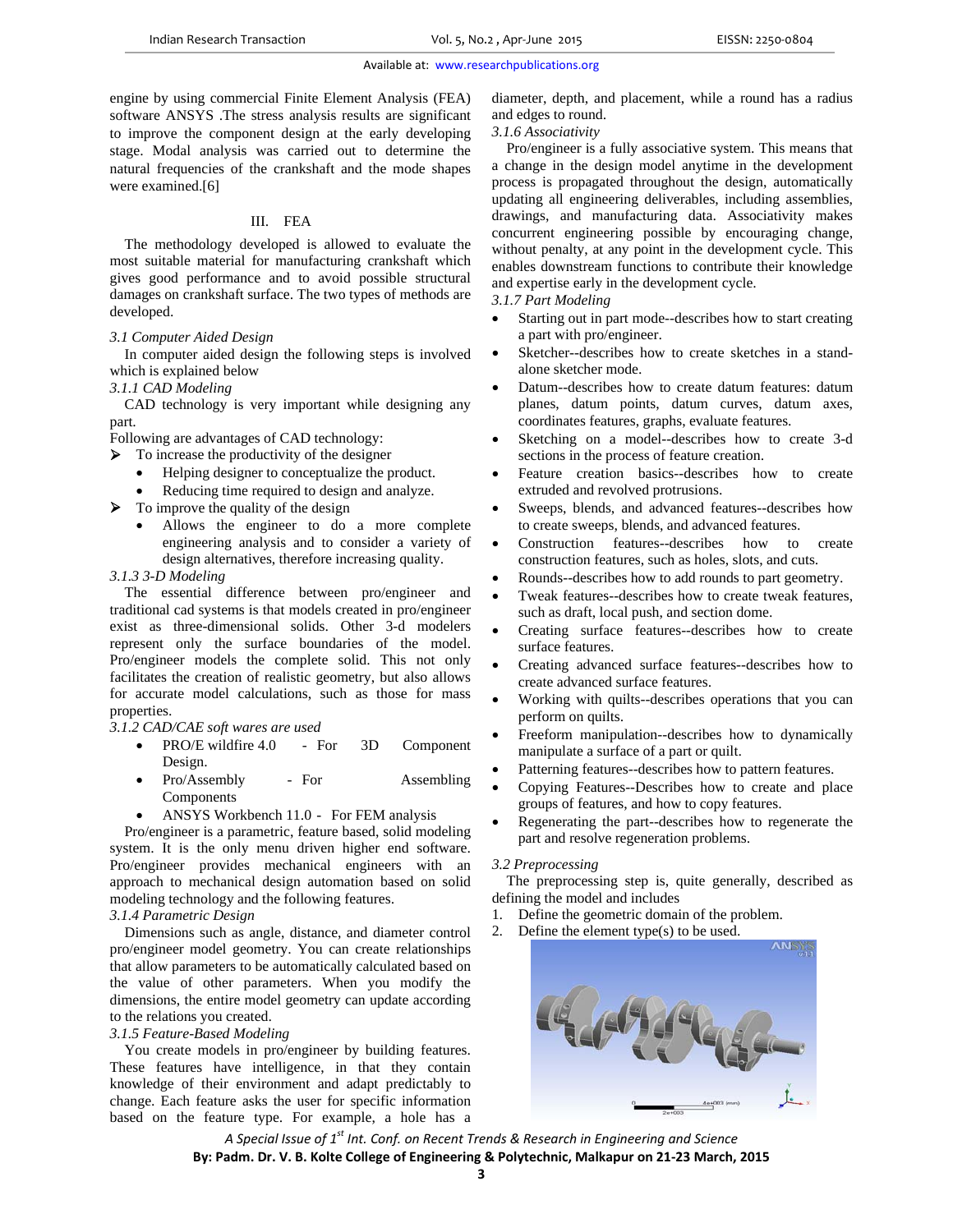engine by using commercial Finite Element Analysis (FEA) software ANSYS .The stress analysis results are significant to improve the component design at the early developing stage. Modal analysis was carried out to determine the natural frequencies of the crankshaft and the mode shapes were examined.[6]

## III. FEA

The methodology developed is allowed to evaluate the most suitable material for manufacturing crankshaft which gives good performance and to avoid possible structural damages on crankshaft surface. The two types of methods are developed.

*3.1 Computer Aided Design*

In computer aided design the following steps is involved which is explained below

*3.1.1 CAD Modeling*

CAD technology is very important while designing any part.

Following are advantages of CAD technology:

- To increase the productivity of the designer
  - Helping designer to conceptualize the product.
  - Reducing time required to design and analyze.
- To improve the quality of the design
  - Allows the engineer to do a more complete engineering analysis and to consider a variety of design alternatives, therefore increasing quality.

*3.1.3 3-D Modeling*

The essential difference between pro/engineer and traditional cad systems is that models created in pro/engineer exist as three-dimensional solids. Other 3-d modelers represent only the surface boundaries of the model. Pro/engineer models the complete solid. This not only facilitates the creation of realistic geometry, but also allows for accurate model calculations, such as those for mass properties.

*3.1.2 CAD/CAE soft wares are used*

- PRO/E wildfire 4.0 - For 3D Component Design.
- Pro/Assembly - For Assembling Components
- ANSYS Workbench 11.0 - For FEM analysis

Pro/engineer is a parametric, feature based, solid modeling system. It is the only menu driven higher end software. Pro/engineer provides mechanical engineers with an approach to mechanical design automation based on solid modeling technology and the following features.

*3.1.4 Parametric Design*

Dimensions such as angle, distance, and diameter control pro/engineer model geometry. You can create relationships that allow parameters to be automatically calculated based on the value of other parameters. When you modify the dimensions, the entire model geometry can update according to the relations you created.

*3.1.5 Feature-Based Modeling*

You create models in pro/engineer by building features. These features have intelligence, in that they contain knowledge of their environment and adapt predictably to change. Each feature asks the user for specific information based on the feature type. For example, a hole has a diameter, depth, and placement, while a round has a radius and edges to round.

*3.1.6 Associativity*

Pro/engineer is a fully associative system. This means that a change in the design model anytime in the development process is propagated throughout the design, automatically updating all engineering deliverables, including assemblies, drawings, and manufacturing data. Associativity makes concurrent engineering possible by encouraging change, without penalty, at any point in the development cycle. This enables downstream functions to contribute their knowledge and expertise early in the development cycle.

*3.1.7 Part Modeling*

- Starting out in part mode--describes how to start creating a part with pro/engineer.
- Sketcher--describes how to create sketches in a stand-alone sketcher mode.
- Datum--describes how to create datum features: datum planes, datum points, datum curves, datum axes, coordinates features, graphs, evaluate features.
- Sketching on a model--describes how to create 3-d sections in the process of feature creation.
- Feature creation basics--describes how to create extruded and revolved protrusions.
- Sweeps, blends, and advanced features--describes how to create sweeps, blends, and advanced features.
- Construction features--describes how to create construction features, such as holes, slots, and cuts.
- Rounds--describes how to add rounds to part geometry.
- Tweak features--describes how to create tweak features, such as draft, local push, and section dome.
- Creating surface features--describes how to create surface features.
- Creating advanced surface features--describes how to create advanced surface features.
- Working with quilts--describes operations that you can perform on quilts.
- Freeform manipulation--describes how to dynamically manipulate a surface of a part or quilt.
- Patterning features--describes how to pattern features.
- Copying Features--Describes how to create and place groups of features, and how to copy features.
- Regenerating the part--describes how to regenerate the part and resolve regeneration problems.

*3.2 Preprocessing*

The preprocessing step is, quite generally, described as defining the model and includes

1. Define the geometric domain of the problem.
2. Define the element type(s) to be used.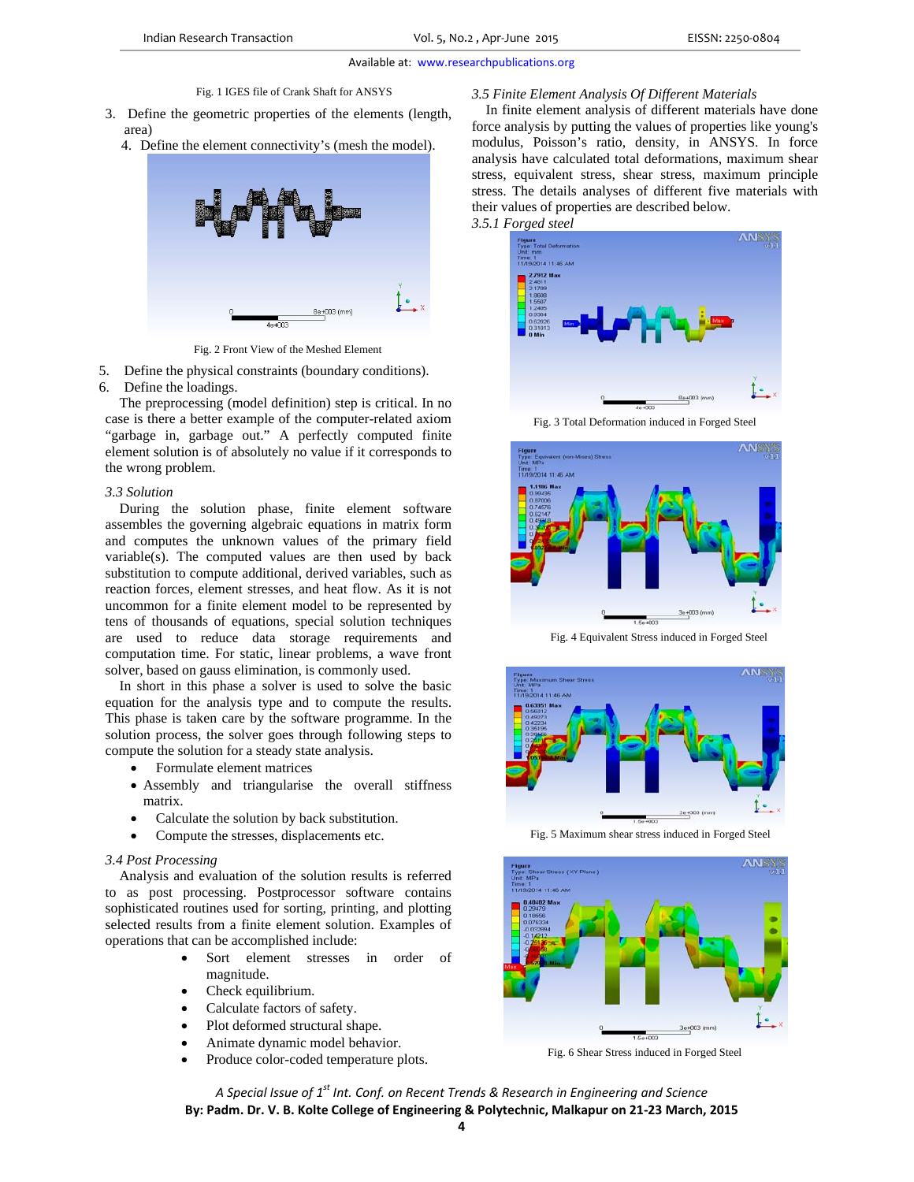Fig. 1 IGES file of Crank Shaft for ANSYS

3. Define the geometric properties of the elements (length, area)
4. Define the element connectivity's (mesh the model).

Fig. 2 Front View of the Meshed Element

5. Define the physical constraints (boundary conditions).
6. Define the loadings.

The preprocessing (model definition) step is critical. In no case is there a better example of the computer-related axiom "garbage in, garbage out." A perfectly computed finite element solution is of absolutely no value if it corresponds to the wrong problem.

### *3.3 Solution*

During the solution phase, finite element software assembles the governing algebraic equations in matrix form and computes the unknown values of the primary field variable(s). The computed values are then used by back substitution to compute additional, derived variables, such as reaction forces, element stresses, and heat flow. As it is not uncommon for a finite element model to be represented by tens of thousands of equations, special solution techniques are used to reduce data storage requirements and computation time. For static, linear problems, a wave front solver, based on gauss elimination, is commonly used.

In short in this phase a solver is used to solve the basic equation for the analysis type and to compute the results. This phase is taken care by the software programme. In the solution process, the solver goes through following steps to compute the solution for a steady state analysis.

- Formulate element matrices
- Assembly and triangularise the overall stiffness matrix.
- Calculate the solution by back substitution.
- Compute the stresses, displacements etc.

### *3.4 Post Processing*

Analysis and evaluation of the solution results is referred to as post processing. Postprocessor software contains sophisticated routines used for sorting, printing, and plotting selected results from a finite element solution. Examples of operations that can be accomplished include:

- Sort element stresses in order of magnitude.
- Check equilibrium.
- Calculate factors of safety.
- Plot deformed structural shape.
- Animate dynamic model behavior.
- Produce color-coded temperature plots.

### *3.5 Finite Element Analysis Of Different Materials*

In finite element analysis of different materials have done force analysis by putting the values of properties like young's modulus, Poisson's ratio, density, in ANSYS. In force analysis have calculated total deformations, maximum shear stress, equivalent stress, shear stress, maximum principle stress. The details analyses of different five materials with their values of properties are described below.

#### *3.5.1 Forged steel*

Fig. 3 Total Deformation induced in Forged Steel

Fig. 4 Equivalent Stress induced in Forged Steel

Fig. 5 Maximum shear stress induced in Forged Steel

Fig. 6 Shear Stress induced in Forged Steel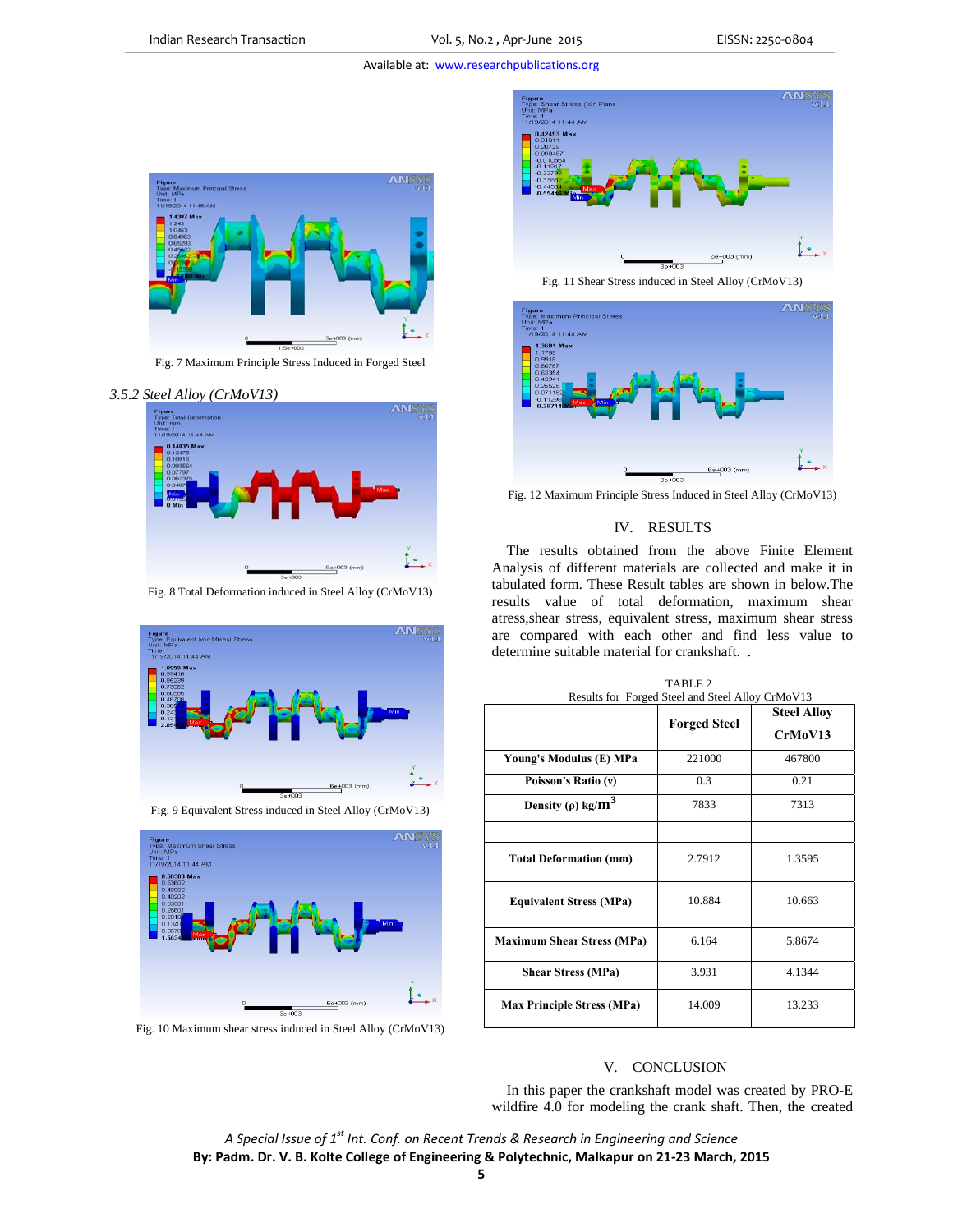Fig. 7 Maximum Principle Stress Induced in Forged Steel

*3.5.2 Steel Alloy (CrMoV13)*

Fig. 8 Total Deformation induced in Steel Alloy (CrMoV13)

Fig. 9 Equivalent Stress induced in Steel Alloy (CrMoV13)

Fig. 10 Maximum shear stress induced in Steel Alloy (CrMoV13)

Fig. 11 Shear Stress induced in Steel Alloy (CrMoV13)

Fig. 12 Maximum Principle Stress Induced in Steel Alloy (CrMoV13)

## IV. RESULTS

The results obtained from the above Finite Element Analysis of different materials are collected and make it in tabulated form. These Result tables are shown in below.The results value of total deformation, maximum shear atress,shear stress, equivalent stress, maximum shear stress are compared with each other and find less value to determine suitable material for crankshaft. .

TABLE 2
Results for Forged Steel and Steel Alloy CrMoV13

| | Forged Steel | Steel Alloy CrMoV13 |
|---|---|---|
| **Young's Modulus (E) MPa** | 221000 | 467800 |
| **Poisson's Ratio (ν)** | 0.3 | 0.21 |
| **Density (ρ) kg/$m^3$** | 7833 | 7313 |
| | | |
| **Total Deformation (mm)** | 2.7912 | 1.3595 |
| **Equivalent Stress (MPa)** | 10.884 | 10.663 |
| **Maximum Shear Stress (MPa)** | 6.164 | 5.8674 |
| **Shear Stress (MPa)** | 3.931 | 4.1344 |
| **Max Principle Stress (MPa)** | 14.009 | 13.233 |

## V. CONCLUSION

In this paper the crankshaft model was created by PRO-E wildfire 4.0 for modeling the crank shaft. Then, the created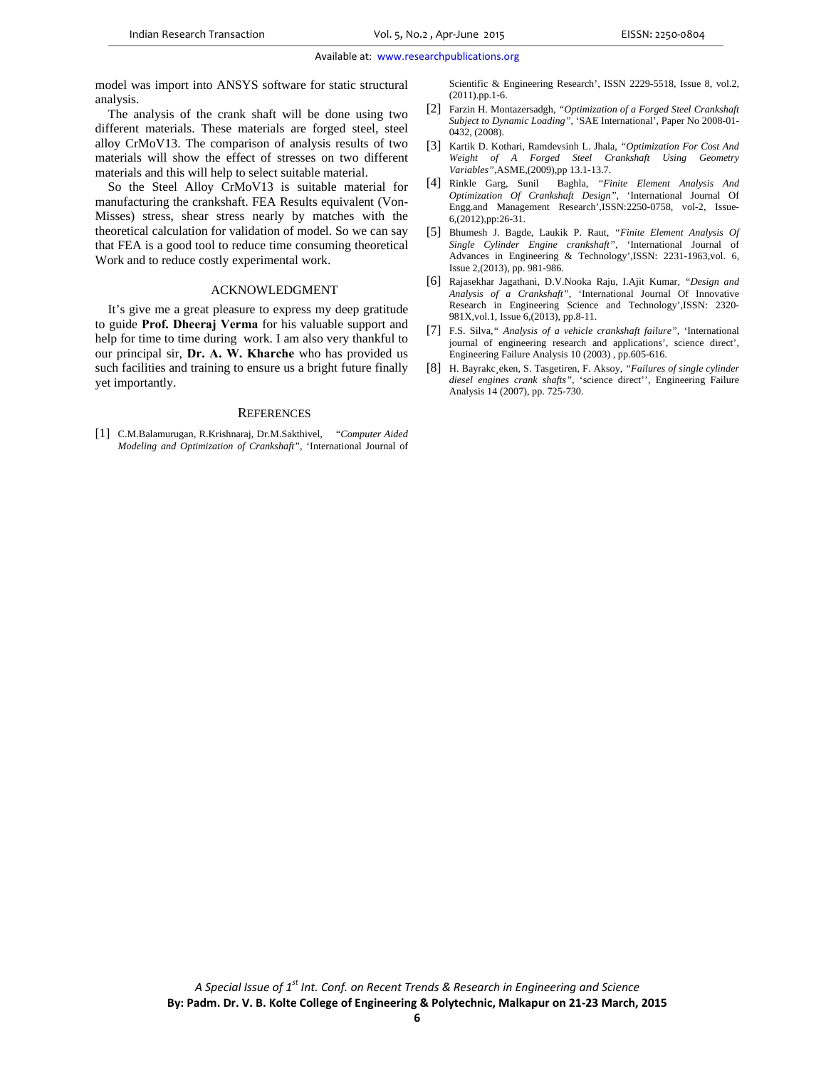model was import into ANSYS software for static structural analysis.

The analysis of the crank shaft will be done using two different materials. These materials are forged steel, steel alloy CrMoV13. The comparison of analysis results of two materials will show the effect of stresses on two different materials and this will help to select suitable material.

So the Steel Alloy CrMoV13 is suitable material for manufacturing the crankshaft. FEA Results equivalent (Von-Misses) stress, shear stress nearly by matches with the theoretical calculation for validation of model. So we can say that FEA is a good tool to reduce time consuming theoretical Work and to reduce costly experimental work.

## ACKNOWLEDGMENT

It's give me a great pleasure to express my deep gratitude to guide **Prof. Dheeraj Verma** for his valuable support and help for time to time during work. I am also very thankful to our principal sir, **Dr. A. W. Kharche** who has provided us such facilities and training to ensure us a bright future finally yet importantly.

## REFERENCES

[1] C.M.Balamurugan, R.Krishnaraj, Dr.M.Sakthivel, *"Computer Aided Modeling and Optimization of Crankshaft"*, 'International Journal of Scientific & Engineering Research', ISSN 2229-5518, Issue 8, vol.2, (2011).pp.1-6.

[2] Farzin H. Montazersadgh, *"Optimization of a Forged Steel Crankshaft Subject to Dynamic Loading"*, 'SAE International', Paper No 2008-01-0432, (2008).

[3] Kartik D. Kothari, Ramdevsinh L. Jhala, *"Optimization For Cost And Weight of A Forged Steel Crankshaft Using Geometry Variables"*,ASME,(2009),pp 13.1-13.7.

[4] Rinkle Garg, Sunil Baghla, *"Finite Element Analysis And Optimization Of Crankshaft Design"*, 'International Journal Of Engg.and Management Research',ISSN:2250-0758, vol-2, Issue-6,(2012),pp:26-31.

[5] Bhumesh J. Bagde, Laukik P. Raut, *"Finite Element Analysis Of Single Cylinder Engine crankshaft"*, 'International Journal of Advances in Engineering & Technology',ISSN: 2231-1963,vol. 6, Issue 2,(2013), pp. 981-986.

[6] Rajasekhar Jagathani, D.V.Nooka Raju, I.Ajit Kumar, *"Design and Analysis of a Crankshaft"*, 'International Journal Of Innovative Research in Engineering Science and Technology',ISSN: 2320-981X,vol.1, Issue 6,(2013), pp.8-11.

[7] F.S. Silva,*" Analysis of a vehicle crankshaft failure"*, 'International journal of engineering research and applications', science direct', Engineering Failure Analysis 10 (2003) , pp.605-616.

[8] H. Bayrakc¸eken, S. Tasgetiren, F. Aksoy, *"Failures of single cylinder diesel engines crank shafts"*, 'science direct'', Engineering Failure Analysis 14 (2007), pp. 725-730.